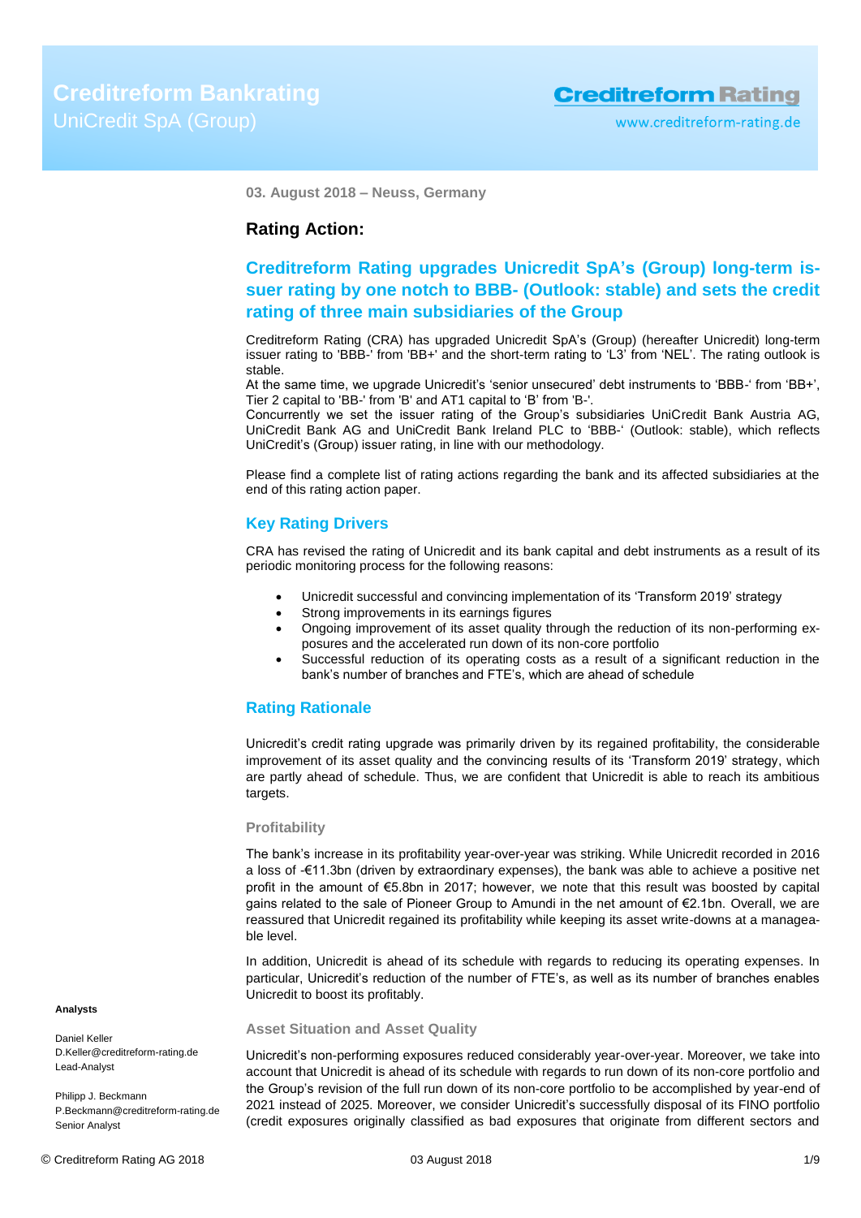# Creditreform Bankrating

UniCredit SpA (Group)

**03. August 2018 – Neuss, Germany**

## Rating Action:

## Creditreform Rating upgrades Unicredit SpA's (Group) long-term issuer rating by one notch to BBB- (Outlook: stable) and sets the credit rating of three main subsidiaries of the Group

Creditreform Rating (CRA) has upgraded Unicredit SpA's (Group) (hereafter Unicredit) long-term issuer rating to 'BBB-' from 'BB+' and the short-term rating to 'L3' from 'NEL'. The rating outlook is stable.
At the same time, we upgrade Unicredit's 'senior unsecured' debt instruments to 'BBB-' from 'BB+', Tier 2 capital to 'BB-' from 'B' and AT1 capital to 'B' from 'B-'.
Concurrently we set the issuer rating of the Group's subsidiaries UniCredit Bank Austria AG, UniCredit Bank AG and UniCredit Bank Ireland PLC to 'BBB-' (Outlook: stable), which reflects UniCredit's (Group) issuer rating, in line with our methodology.

Please find a complete list of rating actions regarding the bank and its affected subsidiaries at the end of this rating action paper.

## Key Rating Drivers

CRA has revised the rating of Unicredit and its bank capital and debt instruments as a result of its periodic monitoring process for the following reasons:

- Unicredit successful and convincing implementation of its 'Transform 2019' strategy
- Strong improvements in its earnings figures
- Ongoing improvement of its asset quality through the reduction of its non-performing exposures and the accelerated run down of its non-core portfolio
- Successful reduction of its operating costs as a result of a significant reduction in the bank's number of branches and FTE's, which are ahead of schedule

## Rating Rationale

Unicredit's credit rating upgrade was primarily driven by its regained profitability, the considerable improvement of its asset quality and the convincing results of its 'Transform 2019' strategy, which are partly ahead of schedule. Thus, we are confident that Unicredit is able to reach its ambitious targets.

### Profitability

The bank's increase in its profitability year-over-year was striking. While Unicredit recorded in 2016 a loss of -€11.3bn (driven by extraordinary expenses), the bank was able to achieve a positive net profit in the amount of €5.8bn in 2017; however, we note that this result was boosted by capital gains related to the sale of Pioneer Group to Amundi in the net amount of €2.1bn. Overall, we are reassured that Unicredit regained its profitability while keeping its asset write-downs at a manageable level.

In addition, Unicredit is ahead of its schedule with regards to reducing its operating expenses. In particular, Unicredit's reduction of the number of FTE's, as well as its number of branches enables Unicredit to boost its profitably.

### Asset Situation and Asset Quality

Unicredit's non-performing exposures reduced considerably year-over-year. Moreover, we take into account that Unicredit is ahead of its schedule with regards to run down of its non-core portfolio and the Group's revision of the full run down of its non-core portfolio to be accomplished by year-end of 2021 instead of 2025. Moreover, we consider Unicredit's successfully disposal of its FINO portfolio (credit exposures originally classified as bad exposures that originate from different sectors and

**Analysts**

Daniel Keller
D.Keller@creditreform-rating.de
Lead-Analyst

Philipp J. Beckmann
P.Beckmann@creditreform-rating.de
Senior Analyst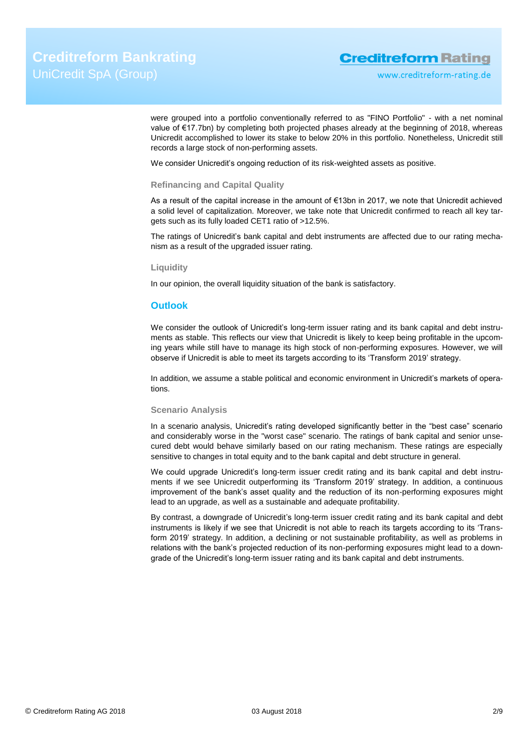were grouped into a portfolio conventionally referred to as "FINO Portfolio" - with a net nominal value of €17.7bn) by completing both projected phases already at the beginning of 2018, whereas Unicredit accomplished to lower its stake to below 20% in this portfolio. Nonetheless, Unicredit still records a large stock of non-performing assets.

We consider Unicredit's ongoing reduction of its risk-weighted assets as positive.

### Refinancing and Capital Quality

As a result of the capital increase in the amount of €13bn in 2017, we note that Unicredit achieved a solid level of capitalization. Moreover, we take note that Unicredit confirmed to reach all key targets such as its fully loaded CET1 ratio of >12.5%.

The ratings of Unicredit's bank capital and debt instruments are affected due to our rating mechanism as a result of the upgraded issuer rating.

### Liquidity

In our opinion, the overall liquidity situation of the bank is satisfactory.

## Outlook

We consider the outlook of Unicredit's long-term issuer rating and its bank capital and debt instruments as stable. This reflects our view that Unicredit is likely to keep being profitable in the upcoming years while still have to manage its high stock of non-performing exposures. However, we will observe if Unicredit is able to meet its targets according to its 'Transform 2019' strategy.

In addition, we assume a stable political and economic environment in Unicredit's markets of operations.

### Scenario Analysis

In a scenario analysis, Unicredit's rating developed significantly better in the "best case" scenario and considerably worse in the "worst case" scenario. The ratings of bank capital and senior unsecured debt would behave similarly based on our rating mechanism. These ratings are especially sensitive to changes in total equity and to the bank capital and debt structure in general.

We could upgrade Unicredit's long-term issuer credit rating and its bank capital and debt instruments if we see Unicredit outperforming its 'Transform 2019' strategy. In addition, a continuous improvement of the bank's asset quality and the reduction of its non-performing exposures might lead to an upgrade, as well as a sustainable and adequate profitability.

By contrast, a downgrade of Unicredit's long-term issuer credit rating and its bank capital and debt instruments is likely if we see that Unicredit is not able to reach its targets according to its 'Transform 2019' strategy. In addition, a declining or not sustainable profitability, as well as problems in relations with the bank's projected reduction of its non-performing exposures might lead to a downgrade of the Unicredit's long-term issuer rating and its bank capital and debt instruments.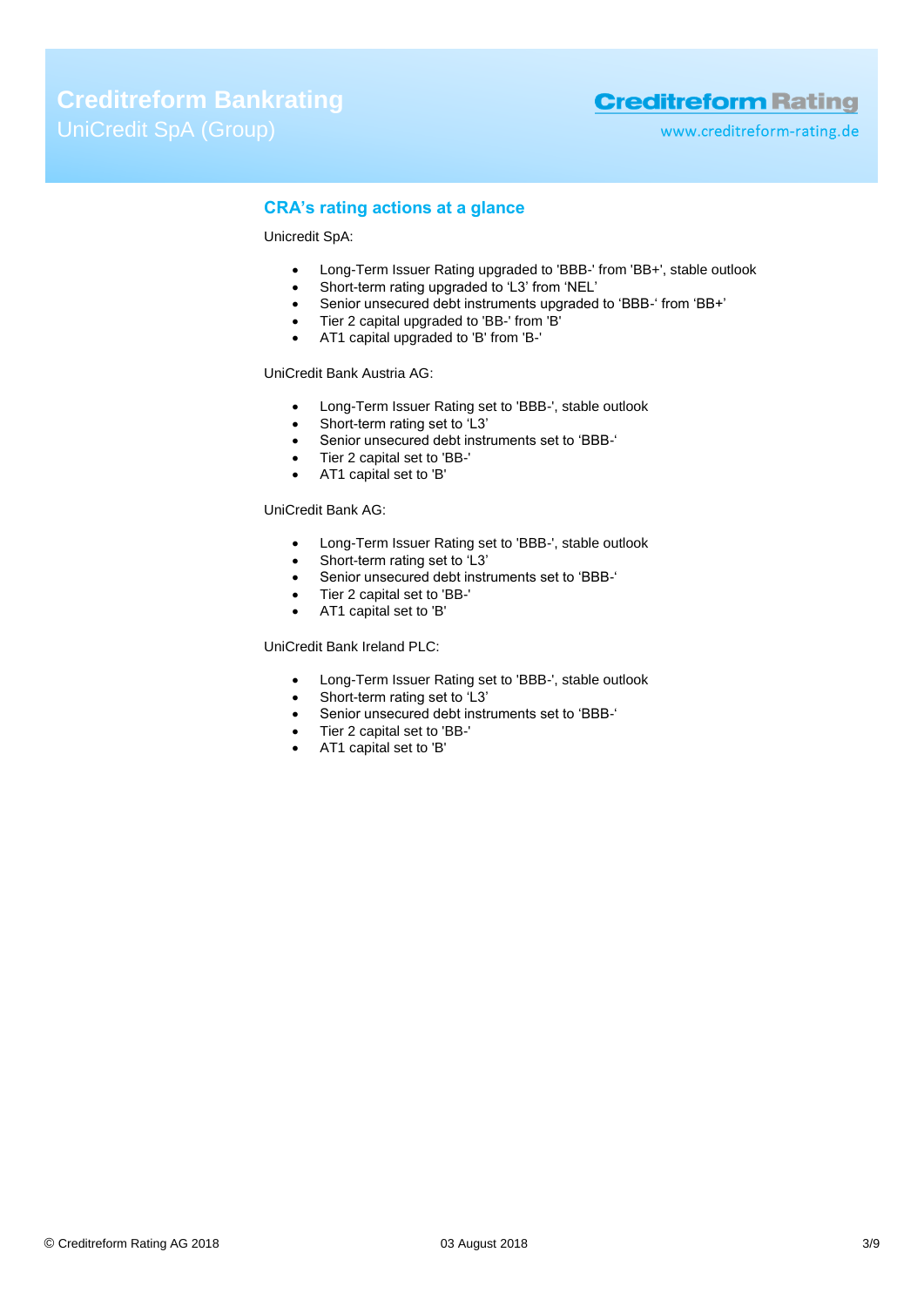## CRA's rating actions at a glance

Unicredit SpA:

- Long-Term Issuer Rating upgraded to 'BBB-' from 'BB+', stable outlook
- Short-term rating upgraded to 'L3' from 'NEL'
- Senior unsecured debt instruments upgraded to 'BBB-' from 'BB+'
- Tier 2 capital upgraded to 'BB-' from 'B'
- AT1 capital upgraded to 'B' from 'B-'

UniCredit Bank Austria AG:

- Long-Term Issuer Rating set to 'BBB-', stable outlook
- Short-term rating set to 'L3'
- Senior unsecured debt instruments set to 'BBB-'
- Tier 2 capital set to 'BB-'
- AT1 capital set to 'B'

UniCredit Bank AG:

- Long-Term Issuer Rating set to 'BBB-', stable outlook
- Short-term rating set to 'L3'
- Senior unsecured debt instruments set to 'BBB-'
- Tier 2 capital set to 'BB-'
- AT1 capital set to 'B'

UniCredit Bank Ireland PLC:

- Long-Term Issuer Rating set to 'BBB-', stable outlook
- Short-term rating set to 'L3'
- Senior unsecured debt instruments set to 'BBB-'
- Tier 2 capital set to 'BB-'
- AT1 capital set to 'B'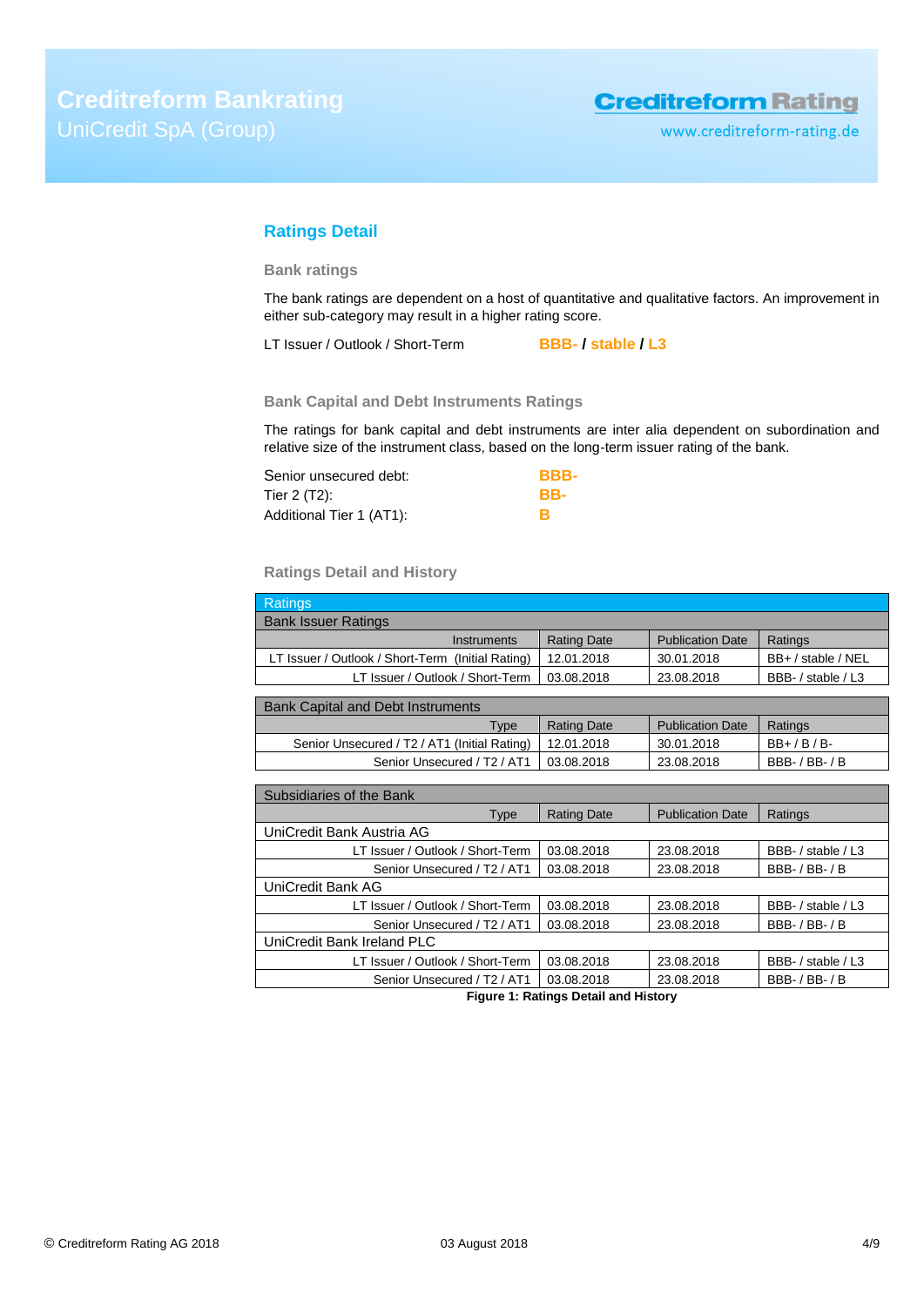## Ratings Detail

### Bank ratings

The bank ratings are dependent on a host of quantitative and qualitative factors. An improvement in either sub-category may result in a higher rating score.

LT Issuer / Outlook / Short-Term **BBB- / stable / L3**

### Bank Capital and Debt Instruments Ratings

The ratings for bank capital and debt instruments are inter alia dependent on subordination and relative size of the instrument class, based on the long-term issuer rating of the bank.

Senior unsecured debt: **BBB-**
Tier 2 (T2): **BB-**
Additional Tier 1 (AT1): **B**

### Ratings Detail and History

| Ratings | | | |
|---|---|---|---|
| **Bank Issuer Ratings** | | | |
| Instruments | Rating Date | Publication Date | Ratings |
| LT Issuer / Outlook / Short-Term (Initial Rating) | 12.01.2018 | 30.01.2018 | BB+ / stable / NEL |
| LT Issuer / Outlook / Short-Term | 03.08.2018 | 23.08.2018 | BBB- / stable / L3 |
| **Bank Capital and Debt Instruments** | | | |
| Type | Rating Date | Publication Date | Ratings |
| Senior Unsecured / T2 / AT1 (Initial Rating) | 12.01.2018 | 30.01.2018 | BB+ / B / B- |
| Senior Unsecured / T2 / AT1 | 03.08.2018 | 23.08.2018 | BBB- / BB- / B |
| **Subsidiaries of the Bank** | | | |
| Type | Rating Date | Publication Date | Ratings |
| UniCredit Bank Austria AG | | | |
| LT Issuer / Outlook / Short-Term | 03.08.2018 | 23.08.2018 | BBB- / stable / L3 |
| Senior Unsecured / T2 / AT1 | 03.08.2018 | 23.08.2018 | BBB- / BB- / B |
| UniCredit Bank AG | | | |
| LT Issuer / Outlook / Short-Term | 03.08.2018 | 23.08.2018 | BBB- / stable / L3 |
| Senior Unsecured / T2 / AT1 | 03.08.2018 | 23.08.2018 | BBB- / BB- / B |
| UniCredit Bank Ireland PLC | | | |
| LT Issuer / Outlook / Short-Term | 03.08.2018 | 23.08.2018 | BBB- / stable / L3 |
| Senior Unsecured / T2 / AT1 | 03.08.2018 | 23.08.2018 | BBB- / BB- / B |

**Figure 1: Ratings Detail and History**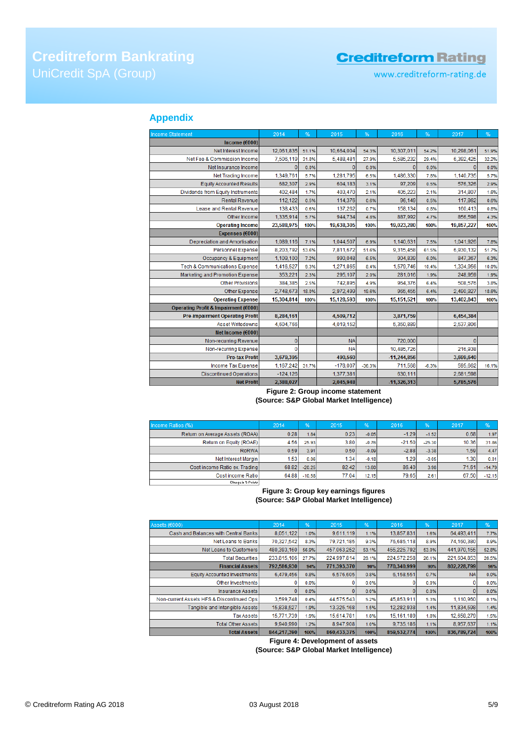## Appendix

| Income Statement | 2014 | % | 2015 | % | 2016 | % | 2017 | % |
|---|---|---|---|---|---|---|---|---|
| **Income (€000)** | | | | | | | | |
| Net Interest Income | 12,061,835 | 51.1% | 10,664,004 | 54.3% | 10,307,011 | 54.2% | 10,298,061 | 51.9% |
| Net Fee & Commission Income | 7,506,119 | 31.8% | 5,488,481 | 27.9% | 5,585,232 | 29.4% | 6,392,425 | 32.2% |
| Net Insurance Income | 0 | 0.0% | 0 | 0.0% | 0 | 0.0% | 0 | 0.0% |
| Net Trading Income | 1,349,761 | 5.7% | 1,281,795 | 6.5% | 1,486,330 | 7.8% | 1,140,735 | 5.7% |
| Equity Accounted Results | 682,307 | 2.9% | 604,183 | 3.1% | 97,209 | 0.5% | 576,326 | 2.9% |
| Dividends from Equity Instruments | 402,484 | 1.7% | 403,470 | 2.1% | 405,223 | 2.1% | 314,807 | 1.6% |
| Rental Revenue | 112,122 | 0.5% | 114,376 | 0.6% | 96,149 | 0.5% | 117,962 | 0.6% |
| Lease and Rental Revenue | 138,433 | 0.6% | 137,262 | 0.7% | 158,134 | 0.8% | 160,413 | 0.8% |
| Other Income | 1,335,914 | 5.7% | 944,734 | 4.8% | 887,992 | 4.7% | 856,598 | 4.3% |
| **Operating Income** | **23,588,975** | **100%** | **19,638,305** | **100%** | **19,023,280** | **100%** | **19,857,227** | **100%** |
| **Expenses (€000)** | | | | | | | | |
| Depreciation and Amortisation | 1,089,116 | 7.1% | 1,044,507 | 6.9% | 1,140,031 | 7.5% | 1,041,926 | 7.8% |
| Personnel Expense | 8,203,792 | 53.6% | 7,811,672 | 51.6% | 9,315,458 | 61.5% | 6,930,132 | 51.7% |
| Occupancy & Equipment | 1,109,100 | 7.2% | 990,048 | 6.5% | 904,830 | 6.0% | 847,367 | 6.3% |
| Tech & Communications Expense | 1,416,527 | 9.3% | 1,271,865 | 8.4% | 1,579,746 | 10.4% | 1,334,956 | 10.0% |
| Marketing and Promotion Expense | 353,221 | 2.3% | 295,107 | 2.0% | 281,016 | 1.9% | 248,959 | 1.9% |
| Other Provisions | 384,385 | 2.5% | 742,895 | 4.9% | 964,376 | 6.4% | 508,576 | 3.8% |
| Other Expense | 2,748,673 | 18.0% | 2,972,499 | 19.6% | 965,455 | 6.4% | 2,490,927 | 18.6% |
| **Operating Expense** | **15,304,814** | **100%** | **15,128,593** | **100%** | **15,151,521** | **100%** | **13,402,843** | **100%** |
| **Operating Profit & Impairment (€000)** | | | | | | | | |
| **Pre-impairment Operating Profit** | **8,284,161** | | **4,509,712** | | **3,871,759** | | **6,454,384** | |
| Asset Writedowns | 4,604,766 | | 4,019,152 | | 5,350,889 | | 2,537,806 | |
| **Net Income (€000)** | | | | | | | | |
| Non-recurring Revenue | 0 | | NA | | 720,000 | | 0 | |
| Non-recurring Expense | 0 | | NA | | 10,485,726 | | 216,938 | |
| **Pre-tax Profit** | **3,679,395** | | **490,560** | | **-11,244,856** | | **3,699,640** | |
| Income Tax Expense | 1,167,242 | 31.7% | -178,007 | -36.3% | 711,568 | -6.3% | 595,662 | 16.1% |
| Discontinued Operations | -124,126 | | 1,377,381 | | 630,111 | | 2,681,598 | |
| **Net Profit** | **2,388,027** | | **2,045,948** | | **-11,326,313** | | **5,785,576** | |

**Figure 2: Group income statement**
**(Source: S&P Global Market Intelligence)**

| Income Ratios (%) | 2014 | % | 2015 | % | 2016 | % | 2017 | % |
|---|---|---|---|---|---|---|---|---|
| Return on Average Assets (ROAA) | 0.28 | 1.84 | 0.23 | -0.05 | -1.29 | -1.52 | 0.68 | 1.97 |
| Return on Equity (ROAE) | 4.56 | 25.93 | 3.80 | -0.76 | -21.50 | -25.30 | 10.36 | 31.86 |
| RoRWA | 0.59 | 3.91 | 0.50 | -0.09 | -2.88 | -3.38 | 1.59 | 4.47 |
| Net Interest Margin | 1.53 | 0.06 | 1.34 | -0.18 | 1.29 | -0.05 | 1.30 | 0.01 |
| Cost income Ratio ex. Trading | 68.82 | -20.25 | 82.42 | 13.60 | 86.40 | 3.98 | 71.61 | -14.79 |
| Cost income Ratio | 64.88 | -10.58 | 77.04 | 12.15 | 79.65 | 2.61 | 67.50 | -12.15 |
| Change in %-Points | | | | | | | | |

**Figure 3: Group key earnings figures**
**(Source: S&P Global Market Intelligence)**

| Assets (€000) | 2014 | % | 2015 | % | 2016 | % | 2017 | % |
|---|---|---|---|---|---|---|---|---|
| Cash and Balances with Central Banks | 8,051,122 | 1.0% | 9,611,119 | 1.1% | 13,857,831 | 1.6% | 64,493,411 | 7.7% |
| Net Loans to Banks | 70,327,542 | 8.3% | 79,721,185 | 9.3% | 76,685,118 | 8.9% | 74,160,380 | 8.9% |
| Net Loans to Customers | 480,393,160 | 56.9% | 457,063,252 | 53.1% | 455,225,792 | 53.0% | 441,970,155 | 52.8% |
| Total Securities | 233,815,106 | 27.7% | 224,997,814 | 26.1% | 224,572,258 | 26.1% | 221,604,853 | 26.5% |
| **Financial Assets** | **792,586,930** | **94%** | **771,393,370** | **90%** | **770,340,999** | **90%** | **802,228,799** | **96%** |
| Equity Accounted Investments | 6,479,456 | 0.8% | 6,576,605 | 0.8% | 6,158,551 | 0.7% | NA | 0.0% |
| Other Investments | 0 | 0.0% | 0 | 0.0% | 0 | 0.0% | 0 | 0.0% |
| Insurance Assets | 0 | 0.0% | 0 | 0.0% | 0 | 0.0% | 0 | 0.0% |
| Non-current Assets HFS & Discontinued Ops | 3,599,748 | 0.4% | 44,575,543 | 5.2% | 45,853,911 | 5.3% | 1,110,960 | 0.1% |
| Tangible and Intangible Assets | 15,838,527 | 1.9% | 13,325,168 | 1.5% | 12,282,938 | 1.4% | 11,834,598 | 1.4% |
| Tax Assets | 15,771,739 | 1.9% | 15,614,781 | 1.8% | 15,161,189 | 1.8% | 12,658,279 | 1.5% |
| Total Other Assets | 9,940,990 | 1.2% | 8,947,908 | 1.0% | 9,735,186 | 1.1% | 8,957,637 | 1.1% |
| **Total Assets** | **844,217,390** | **100%** | **860,433,375** | **100%** | **859,532,774** | **100%** | **836,789,724** | **100%** |

**Figure 4: Development of assets**
**(Source: S&P Global Market Intelligence)**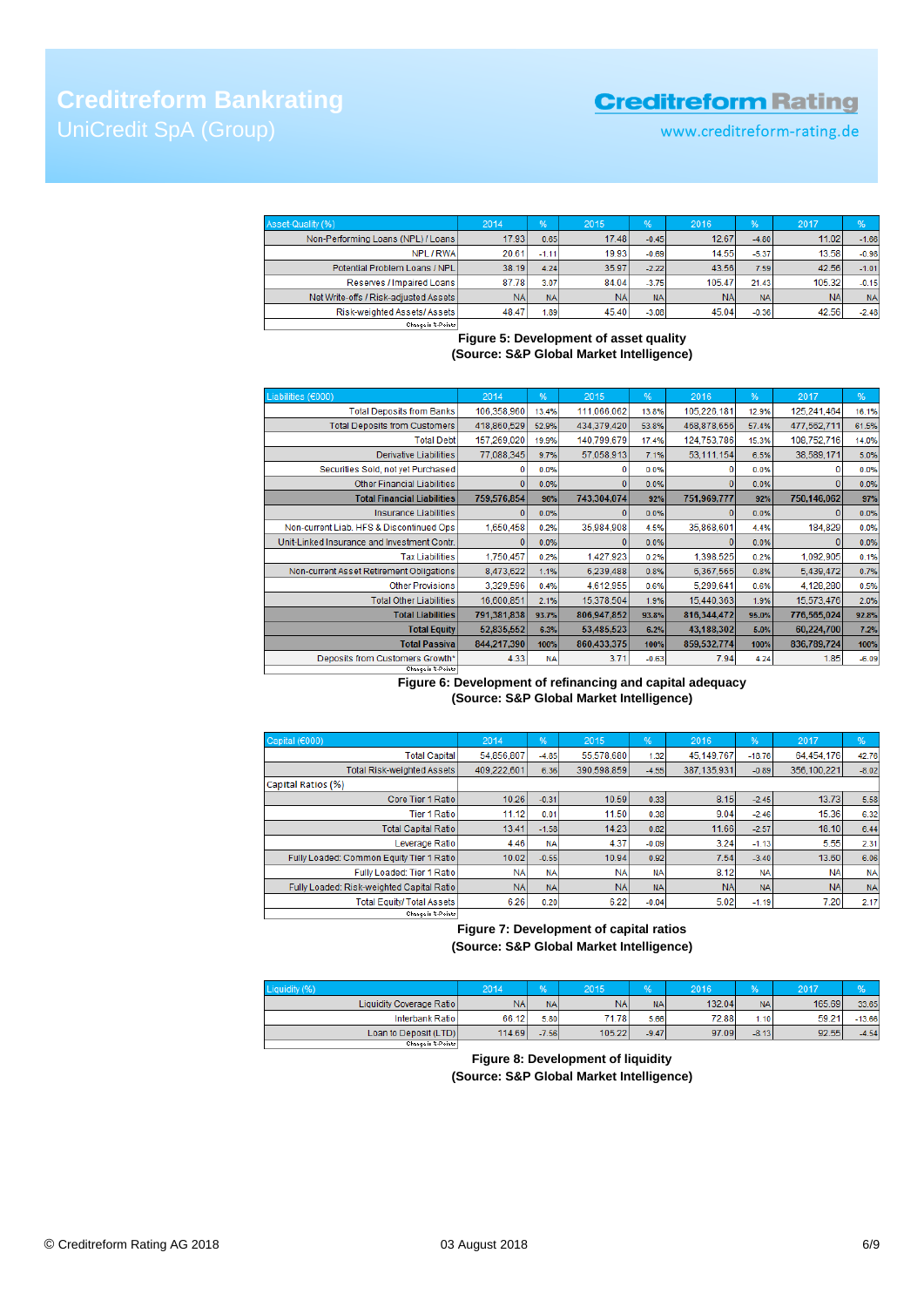| Asset-Quality (%) | 2014 | % | 2015 | % | 2016 | % | 2017 | % |
|---|---|---|---|---|---|---|---|---|
| Non-Performing Loans (NPL) / Loans | 17.93 | 0.65 | 17.48 | -0.45 | 12.67 | -4.80 | 11.02 | -1.66 |
| NPL / RWA | 20.61 | -1.11 | 19.93 | -0.69 | 14.55 | -5.37 | 13.58 | -0.98 |
| Potential Problem Loans / NPL | 38.19 | 4.24 | 35.97 | -2.22 | 43.56 | 7.59 | 42.56 | -1.01 |
| Reserves / Impaired Loans | 87.78 | 3.07 | 84.04 | -3.75 | 105.47 | 21.43 | 105.32 | -0.15 |
| Net Write-offs / Risk-adjusted Assets | NA | NA | NA | NA | NA | NA | NA | NA |
| Risk-weighted Assets/ Assets | 48.47 | 1.89 | 45.40 | -3.08 | 45.04 | -0.36 | 42.56 | -2.48 |

Change in %-Points

**Figure 5: Development of asset quality**
**(Source: S&P Global Market Intelligence)**

| Liabilities (€000) | 2014 | % | 2015 | % | 2016 | % | 2017 | % |
|---|---|---|---|---|---|---|---|---|
| Total Deposits from Banks | 106,358,960 | 13.4% | 111,066,062 | 13.8% | 105,226,181 | 12.9% | 125,241,464 | 16.1% |
| Total Deposits from Customers | 418,860,529 | 52.9% | 434,379,420 | 53.8% | 468,878,656 | 57.4% | 477,562,711 | 61.5% |
| Total Debt | 157,269,020 | 19.9% | 140,799,679 | 17.4% | 124,753,786 | 15.3% | 108,752,716 | 14.0% |
| Derivative Liabilities | 77,088,345 | 9.7% | 57,058,913 | 7.1% | 53,111,154 | 6.5% | 38,589,171 | 5.0% |
| Securities Sold, not yet Purchased | 0 | 0.0% | 0 | 0.0% | 0 | 0.0% | 0 | 0.0% |
| Other Financial Liabilities | 0 | 0.0% | 0 | 0.0% | 0 | 0.0% | 0 | 0.0% |
| **Total Financial Liabilities** | **759,576,854** | **96%** | **743,304,074** | **92%** | **751,969,777** | **92%** | **750,146,062** | **97%** |
| Insurance Liabilities | 0 | 0.0% | 0 | 0.0% | 0 | 0.0% | 0 | 0.0% |
| Non-current Liab. HFS & Discontinued Ops | 1,650,458 | 0.2% | 35,984,908 | 4.5% | 35,868,601 | 4.4% | 184,829 | 0.0% |
| Unit-Linked Insurance and Investment Contr. | 0 | 0.0% | 0 | 0.0% | 0 | 0.0% | 0 | 0.0% |
| Tax Liabilities | 1,750,457 | 0.2% | 1,427,923 | 0.2% | 1,398,525 | 0.2% | 1,092,905 | 0.1% |
| Non-current Asset Retirement Obligations | 8,473,622 | 1.1% | 6,239,488 | 0.8% | 6,367,565 | 0.8% | 5,439,472 | 0.7% |
| Other Provisions | 3,329,596 | 0.4% | 4,612,955 | 0.6% | 5,299,641 | 0.6% | 4,128,290 | 0.5% |
| Total Other Liabilities | 16,600,851 | 2.1% | 15,378,504 | 1.9% | 15,440,363 | 1.9% | 15,573,476 | 2.0% |
| **Total Liabilities** | **791,381,838** | **93.7%** | **806,947,852** | **93.8%** | **816,344,472** | **95.0%** | **776,565,024** | **92.8%** |
| **Total Equity** | **52,835,552** | **6.3%** | **53,485,523** | **6.2%** | **43,188,302** | **5.0%** | **60,224,700** | **7.2%** |
| **Total Passiva** | **844,217,390** | **100%** | **860,433,375** | **100%** | **859,532,774** | **100%** | **836,789,724** | **100%** |
| Deposits from Customers Growth* | 4.33 | NA | 3.71 | -0.63 | 7.94 | 4.24 | 1.85 | -6.09 |

Change in %-Points

**Figure 6: Development of refinancing and capital adequacy**
**(Source: S&P Global Market Intelligence)**

| Capital (€000) | 2014 | % | 2015 | % | 2016 | % | 2017 | % |
|---|---|---|---|---|---|---|---|---|
| Total Capital | 54,856,807 | -4.85 | 55,578,680 | 1.32 | 45,149,767 | -18.76 | 64,454,176 | 42.76 |
| Total Risk-weighted Assets | 409,222,601 | 6.36 | 390,598,859 | -4.55 | 387,135,931 | -0.89 | 356,100,221 | -8.02 |
| Capital Ratios (%) | | | | | | | | |
| Core Tier 1 Ratio | 10.26 | -0.31 | 10.59 | 0.33 | 8.15 | -2.45 | 13.73 | 5.58 |
| Tier 1 Ratio | 11.12 | 0.01 | 11.50 | 0.38 | 9.04 | -2.46 | 15.36 | 6.32 |
| Total Capital Ratio | 13.41 | -1.58 | 14.23 | 0.82 | 11.66 | -2.57 | 18.10 | 6.44 |
| Leverage Ratio | 4.46 | NA | 4.37 | -0.09 | 3.24 | -1.13 | 5.55 | 2.31 |
| Fully Loaded: Common Equity Tier 1 Ratio | 10.02 | -0.55 | 10.94 | 0.92 | 7.54 | -3.40 | 13.60 | 6.06 |
| Fully Loaded: Tier 1 Ratio | NA | NA | NA | NA | 8.12 | NA | NA | NA |
| Fully Loaded: Risk-weighted Capital Ratio | NA | NA | NA | NA | NA | NA | NA | NA |
| Total Equity/ Total Assets | 6.26 | 0.20 | 6.22 | -0.04 | 5.02 | -1.19 | 7.20 | 2.17 |

Change in %-Points

**Figure 7: Development of capital ratios**
**(Source: S&P Global Market Intelligence)**

| Liquidity (%) | 2014 | % | 2015 | % | 2016 | % | 2017 | % |
|---|---|---|---|---|---|---|---|---|
| Liquidity Coverage Ratio | NA | NA | NA | NA | 132.04 | NA | 165.69 | 33.65 |
| Interbank Ratio | 66.12 | 5.80 | 71.78 | 5.66 | 72.88 | 1.10 | 59.21 | -13.66 |
| Loan to Deposit (LTD) | 114.69 | -7.56 | 105.22 | -9.47 | 97.09 | -8.13 | 92.55 | -4.54 |

Change in %-Points

**Figure 8: Development of liquidity**
**(Source: S&P Global Market Intelligence)**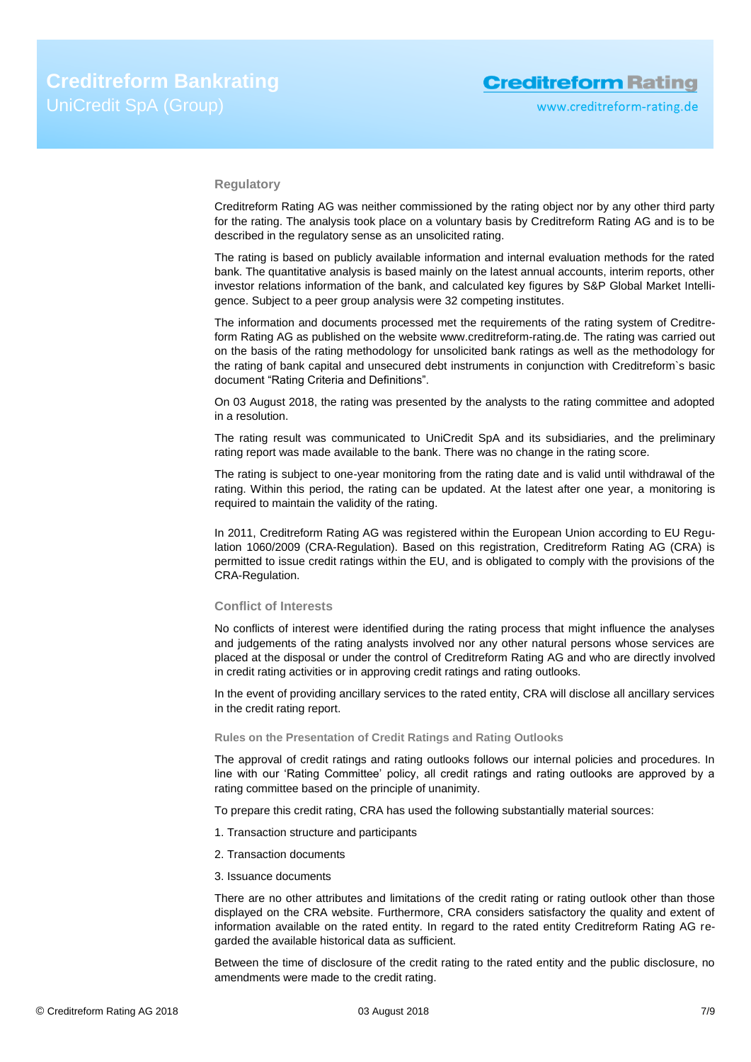## Regulatory

Creditreform Rating AG was neither commissioned by the rating object nor by any other third party for the rating. The analysis took place on a voluntary basis by Creditreform Rating AG and is to be described in the regulatory sense as an unsolicited rating.

The rating is based on publicly available information and internal evaluation methods for the rated bank. The quantitative analysis is based mainly on the latest annual accounts, interim reports, other investor relations information of the bank, and calculated key figures by S&P Global Market Intelligence. Subject to a peer group analysis were 32 competing institutes.

The information and documents processed met the requirements of the rating system of Creditreform Rating AG as published on the website www.creditreform-rating.de. The rating was carried out on the basis of the rating methodology for unsolicited bank ratings as well as the methodology for the rating of bank capital and unsecured debt instruments in conjunction with Creditreform`s basic document "Rating Criteria and Definitions".

On 03 August 2018, the rating was presented by the analysts to the rating committee and adopted in a resolution.

The rating result was communicated to UniCredit SpA and its subsidiaries, and the preliminary rating report was made available to the bank. There was no change in the rating score.

The rating is subject to one-year monitoring from the rating date and is valid until withdrawal of the rating. Within this period, the rating can be updated. At the latest after one year, a monitoring is required to maintain the validity of the rating.

In 2011, Creditreform Rating AG was registered within the European Union according to EU Regulation 1060/2009 (CRA-Regulation). Based on this registration, Creditreform Rating AG (CRA) is permitted to issue credit ratings within the EU, and is obligated to comply with the provisions of the CRA-Regulation.

## Conflict of Interests

No conflicts of interest were identified during the rating process that might influence the analyses and judgements of the rating analysts involved nor any other natural persons whose services are placed at the disposal or under the control of Creditreform Rating AG and who are directly involved in credit rating activities or in approving credit ratings and rating outlooks.

In the event of providing ancillary services to the rated entity, CRA will disclose all ancillary services in the credit rating report.

### Rules on the Presentation of Credit Ratings and Rating Outlooks

The approval of credit ratings and rating outlooks follows our internal policies and procedures. In line with our 'Rating Committee' policy, all credit ratings and rating outlooks are approved by a rating committee based on the principle of unanimity.

To prepare this credit rating, CRA has used the following substantially material sources:

1. Transaction structure and participants

2. Transaction documents

3. Issuance documents

There are no other attributes and limitations of the credit rating or rating outlook other than those displayed on the CRA website. Furthermore, CRA considers satisfactory the quality and extent of information available on the rated entity. In regard to the rated entity Creditreform Rating AG regarded the available historical data as sufficient.

Between the time of disclosure of the credit rating to the rated entity and the public disclosure, no amendments were made to the credit rating.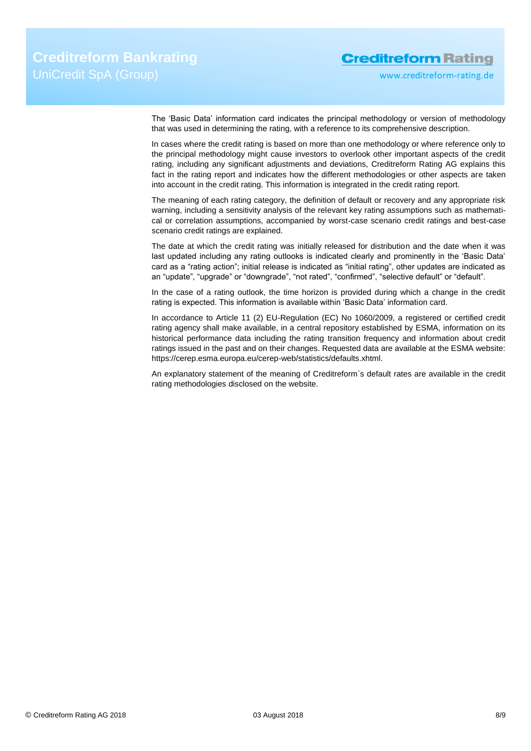The 'Basic Data' information card indicates the principal methodology or version of methodology that was used in determining the rating, with a reference to its comprehensive description.

In cases where the credit rating is based on more than one methodology or where reference only to the principal methodology might cause investors to overlook other important aspects of the credit rating, including any significant adjustments and deviations, Creditreform Rating AG explains this fact in the rating report and indicates how the different methodologies or other aspects are taken into account in the credit rating. This information is integrated in the credit rating report.

The meaning of each rating category, the definition of default or recovery and any appropriate risk warning, including a sensitivity analysis of the relevant key rating assumptions such as mathematical or correlation assumptions, accompanied by worst-case scenario credit ratings and best-case scenario credit ratings are explained.

The date at which the credit rating was initially released for distribution and the date when it was last updated including any rating outlooks is indicated clearly and prominently in the 'Basic Data' card as a "rating action"; initial release is indicated as "initial rating", other updates are indicated as an "update", "upgrade" or "downgrade", "not rated", "confirmed", "selective default" or "default".

In the case of a rating outlook, the time horizon is provided during which a change in the credit rating is expected. This information is available within 'Basic Data' information card.

In accordance to Article 11 (2) EU-Regulation (EC) No 1060/2009, a registered or certified credit rating agency shall make available, in a central repository established by ESMA, information on its historical performance data including the rating transition frequency and information about credit ratings issued in the past and on their changes. Requested data are available at the ESMA website: https://cerep.esma.europa.eu/cerep-web/statistics/defaults.xhtml.

An explanatory statement of the meaning of Creditreform`s default rates are available in the credit rating methodologies disclosed on the website.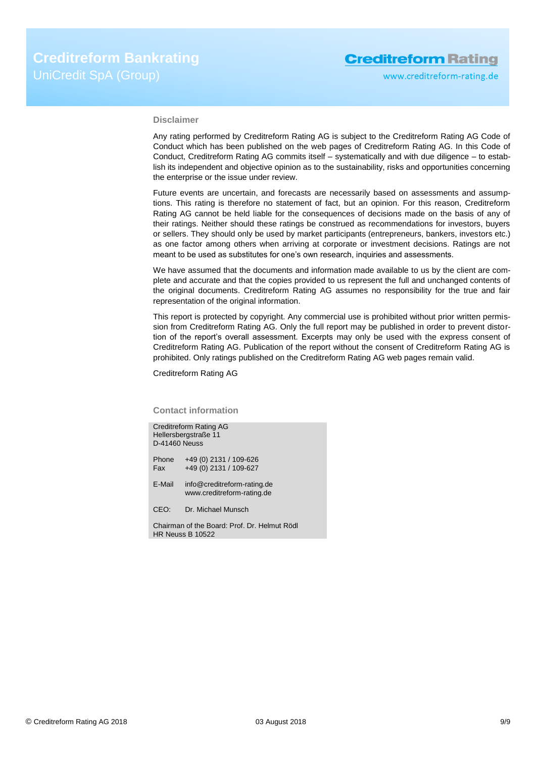## Disclaimer

Any rating performed by Creditreform Rating AG is subject to the Creditreform Rating AG Code of Conduct which has been published on the web pages of Creditreform Rating AG. In this Code of Conduct, Creditreform Rating AG commits itself – systematically and with due diligence – to establish its independent and objective opinion as to the sustainability, risks and opportunities concerning the enterprise or the issue under review.

Future events are uncertain, and forecasts are necessarily based on assessments and assumptions. This rating is therefore no statement of fact, but an opinion. For this reason, Creditreform Rating AG cannot be held liable for the consequences of decisions made on the basis of any of their ratings. Neither should these ratings be construed as recommendations for investors, buyers or sellers. They should only be used by market participants (entrepreneurs, bankers, investors etc.) as one factor among others when arriving at corporate or investment decisions. Ratings are not meant to be used as substitutes for one's own research, inquiries and assessments.

We have assumed that the documents and information made available to us by the client are complete and accurate and that the copies provided to us represent the full and unchanged contents of the original documents. Creditreform Rating AG assumes no responsibility for the true and fair representation of the original information.

This report is protected by copyright. Any commercial use is prohibited without prior written permission from Creditreform Rating AG. Only the full report may be published in order to prevent distortion of the report's overall assessment. Excerpts may only be used with the express consent of Creditreform Rating AG. Publication of the report without the consent of Creditreform Rating AG is prohibited. Only ratings published on the Creditreform Rating AG web pages remain valid.

Creditreform Rating AG

## Contact information

Creditreform Rating AG
Hellersbergstraße 11
D-41460 Neuss

Phone +49 (0) 2131 / 109-626
Fax +49 (0) 2131 / 109-627

E-Mail info@creditreform-rating.de
www.creditreform-rating.de

CEO: Dr. Michael Munsch

Chairman of the Board: Prof. Dr. Helmut Rödl
HR Neuss B 10522